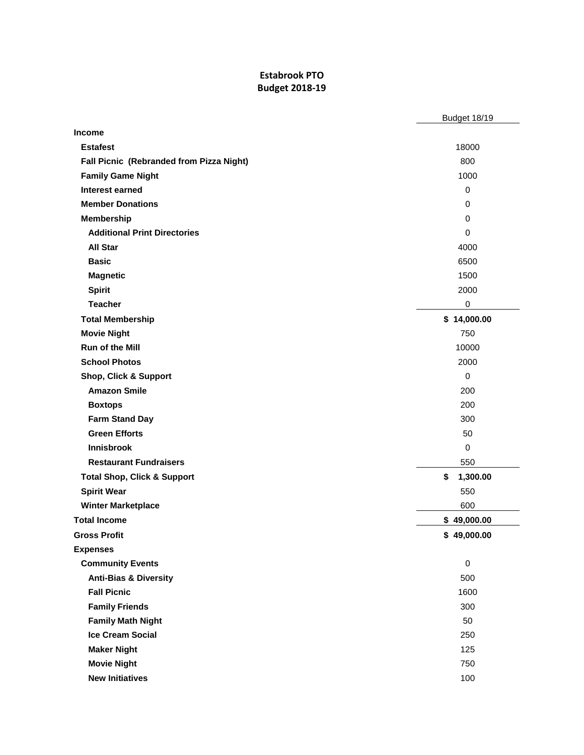# Estabrook PTO
## Budget 2018-19

| | Budget 18/19 |
|---|---|
| **Income** | |
| **Estafest** | 18000 |
| **Fall Picnic (Rebranded from Pizza Night)** | 800 |
| **Family Game Night** | 1000 |
| **Interest earned** | 0 |
| **Member Donations** | 0 |
| **Membership** | 0 |
| **Additional Print Directories** | 0 |
| **All Star** | 4000 |
| **Basic** | 6500 |
| **Magnetic** | 1500 |
| **Spirit** | 2000 |
| **Teacher** | 0 |
| **Total Membership** | **$ 14,000.00** |
| **Movie Night** | 750 |
| **Run of the Mill** | 10000 |
| **School Photos** | 2000 |
| **Shop, Click & Support** | 0 |
| **Amazon Smile** | 200 |
| **Boxtops** | 200 |
| **Farm Stand Day** | 300 |
| **Green Efforts** | 50 |
| **Innisbrook** | 0 |
| **Restaurant Fundraisers** | 550 |
| **Total Shop, Click & Support** | **$ 1,300.00** |
| **Spirit Wear** | 550 |
| **Winter Marketplace** | 600 |
| **Total Income** | **$ 49,000.00** |
| **Gross Profit** | **$ 49,000.00** |
| **Expenses** | |
| **Community Events** | 0 |
| **Anti-Bias & Diversity** | 500 |
| **Fall Picnic** | 1600 |
| **Family Friends** | 300 |
| **Family Math Night** | 50 |
| **Ice Cream Social** | 250 |
| **Maker Night** | 125 |
| **Movie Night** | 750 |
| **New Initiatives** | 100 |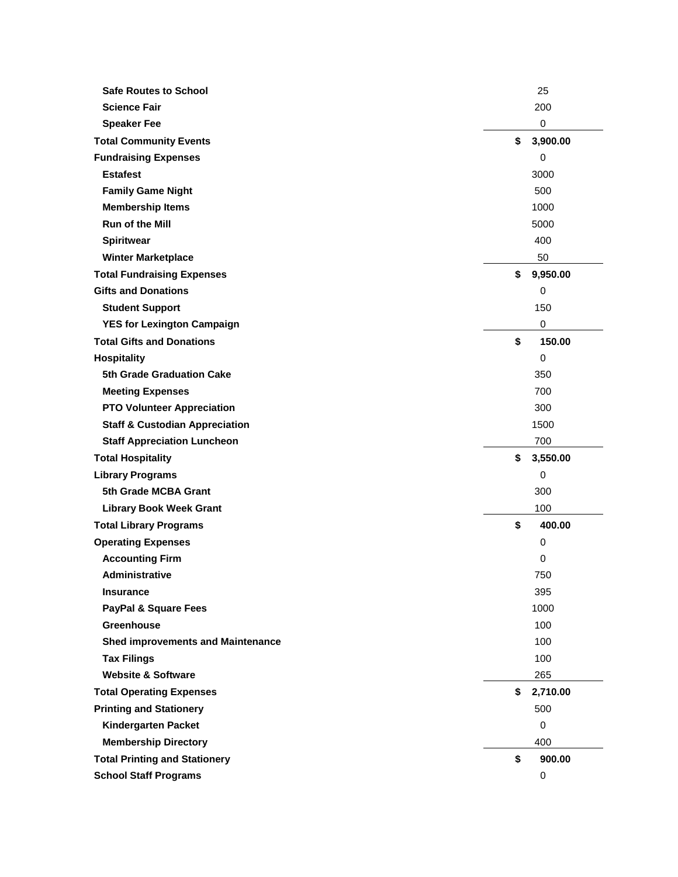| | |
|---|---|
| **Safe Routes to School** | 25 |
| **Science Fair** | 200 |
| **Speaker Fee** | 0 |
| **Total Community Events** | **$ 3,900.00** |
| **Fundraising Expenses** | 0 |
| **Estafest** | 3000 |
| **Family Game Night** | 500 |
| **Membership Items** | 1000 |
| **Run of the Mill** | 5000 |
| **Spiritwear** | 400 |
| **Winter Marketplace** | 50 |
| **Total Fundraising Expenses** | **$ 9,950.00** |
| **Gifts and Donations** | 0 |
| **Student Support** | 150 |
| **YES for Lexington Campaign** | 0 |
| **Total Gifts and Donations** | **$ 150.00** |
| **Hospitality** | 0 |
| **5th Grade Graduation Cake** | 350 |
| **Meeting Expenses** | 700 |
| **PTO Volunteer Appreciation** | 300 |
| **Staff & Custodian Appreciation** | 1500 |
| **Staff Appreciation Luncheon** | 700 |
| **Total Hospitality** | **$ 3,550.00** |
| **Library Programs** | 0 |
| **5th Grade MCBA Grant** | 300 |
| **Library Book Week Grant** | 100 |
| **Total Library Programs** | **$ 400.00** |
| **Operating Expenses** | 0 |
| **Accounting Firm** | 0 |
| **Administrative** | 750 |
| **Insurance** | 395 |
| **PayPal & Square Fees** | 1000 |
| **Greenhouse** | 100 |
| **Shed improvements and Maintenance** | 100 |
| **Tax Filings** | 100 |
| **Website & Software** | 265 |
| **Total Operating Expenses** | **$ 2,710.00** |
| **Printing and Stationery** | 500 |
| **Kindergarten Packet** | 0 |
| **Membership Directory** | 400 |
| **Total Printing and Stationery** | **$ 900.00** |
| **School Staff Programs** | 0 |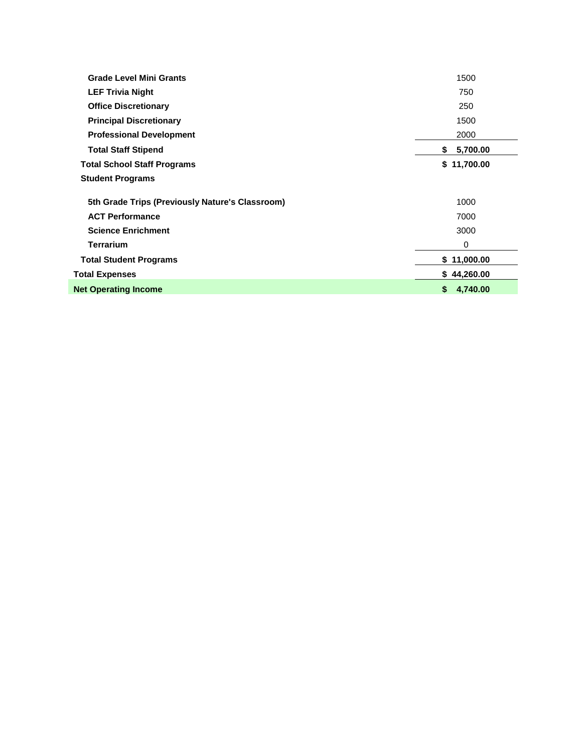| | |
|---|---|
| **Grade Level Mini Grants** | 1500 |
| **LEF Trivia Night** | 750 |
| **Office Discretionary** | 250 |
| **Principal Discretionary** | 1500 |
| **Professional Development** | 2000 |
| **Total Staff Stipend** | **$ 5,700.00** |
| **Total School Staff Programs** | **$ 11,700.00** |
| **Student Programs** | |
| **5th Grade Trips (Previously Nature's Classroom)** | 1000 |
| **ACT Performance** | 7000 |
| **Science Enrichment** | 3000 |
| **Terrarium** | 0 |
| **Total Student Programs** | **$ 11,000.00** |
| **Total Expenses** | **$ 44,260.00** |
| **Net Operating Income** | **$ 4,740.00** |